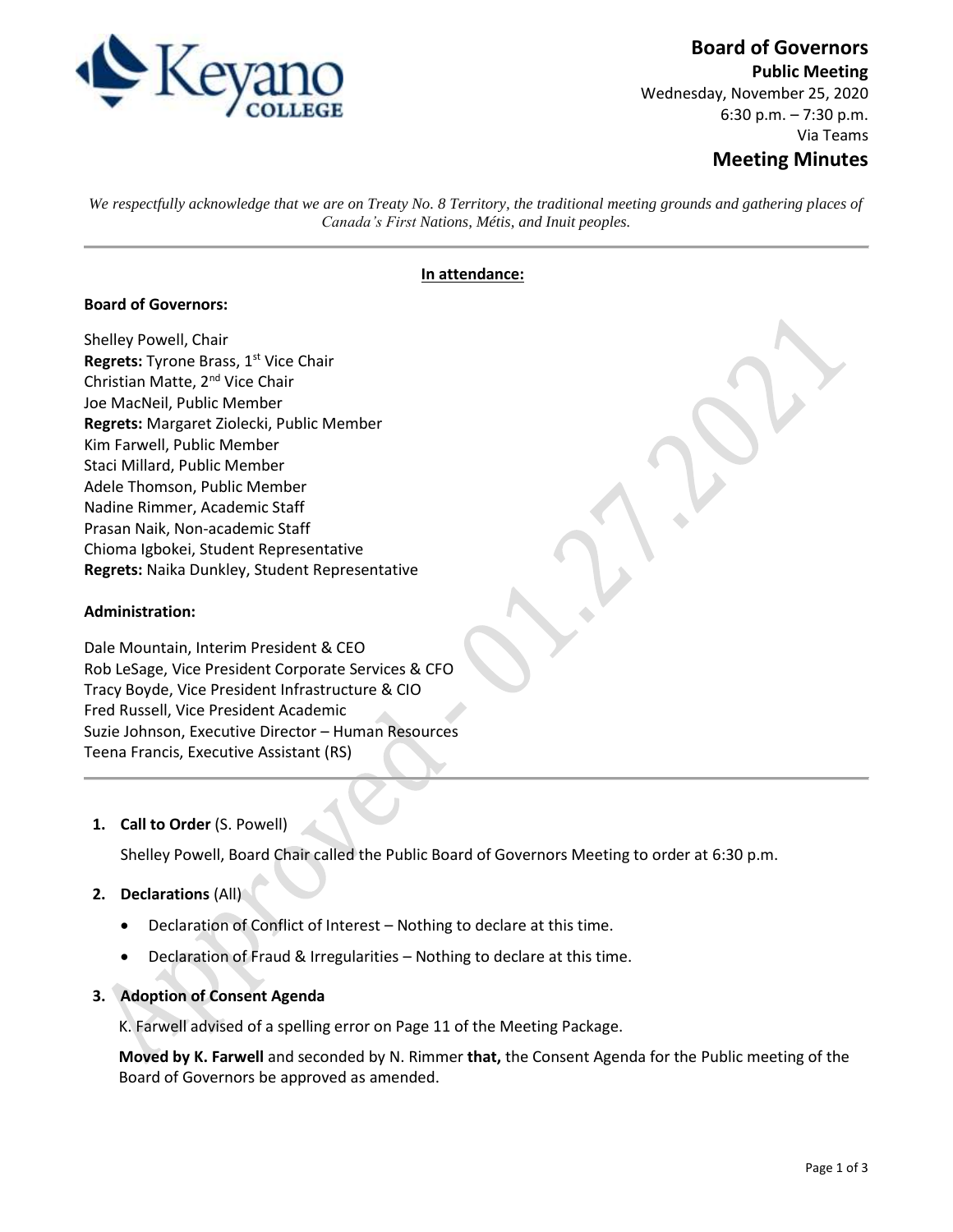# Board of Governors

**Public Meeting**

Wednesday, November 25, 2020

6:30 p.m. – 7:30 p.m.

Via Teams

## Meeting Minutes

*We respectfully acknowledge that we are on Treaty No. 8 Territory, the traditional meeting grounds and gathering places of Canada's First Nations, Métis, and Inuit peoples.*

---

**In attendance:**

**Board of Governors:**

Shelley Powell, Chair
**Regrets:** Tyrone Brass, 1st Vice Chair
Christian Matte, 2nd Vice Chair
Joe MacNeil, Public Member
**Regrets:** Margaret Ziolecki, Public Member
Kim Farwell, Public Member
Staci Millard, Public Member
Adele Thomson, Public Member
Nadine Rimmer, Academic Staff
Prasan Naik, Non-academic Staff
Chioma Igbokei, Student Representative
**Regrets:** Naika Dunkley, Student Representative

**Administration:**

Dale Mountain, Interim President & CEO
Rob LeSage, Vice President Corporate Services & CFO
Tracy Boyde, Vice President Infrastructure & CIO
Fred Russell, Vice President Academic
Suzie Johnson, Executive Director – Human Resources
Teena Francis, Executive Assistant (RS)

---

1. **Call to Order** (S. Powell)

   Shelley Powell, Board Chair called the Public Board of Governors Meeting to order at 6:30 p.m.

2. **Declarations** (All)

   - Declaration of Conflict of Interest – Nothing to declare at this time.
   - Declaration of Fraud & Irregularities – Nothing to declare at this time.

3. **Adoption of Consent Agenda**

   K. Farwell advised of a spelling error on Page 11 of the Meeting Package.

   **Moved by K. Farwell** and seconded by N. Rimmer **that,** the Consent Agenda for the Public meeting of the Board of Governors be approved as amended.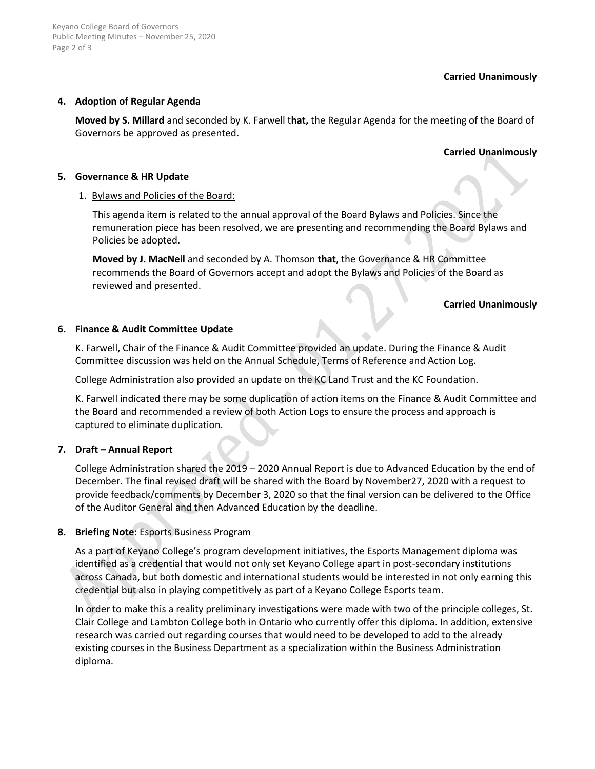**Carried Unanimously**

**4. Adoption of Regular Agenda**

**Moved by S. Millard** and seconded by K. Farwell t**hat,** the Regular Agenda for the meeting of the Board of Governors be approved as presented.

**Carried Unanimously**

**5. Governance & HR Update**

1. Bylaws and Policies of the Board:

This agenda item is related to the annual approval of the Board Bylaws and Policies. Since the remuneration piece has been resolved, we are presenting and recommending the Board Bylaws and Policies be adopted.

**Moved by J. MacNeil** and seconded by A. Thomson **that**, the Governance & HR Committee recommends the Board of Governors accept and adopt the Bylaws and Policies of the Board as reviewed and presented.

**Carried Unanimously**

**6. Finance & Audit Committee Update**

K. Farwell, Chair of the Finance & Audit Committee provided an update. During the Finance & Audit Committee discussion was held on the Annual Schedule, Terms of Reference and Action Log.

College Administration also provided an update on the KC Land Trust and the KC Foundation.

K. Farwell indicated there may be some duplication of action items on the Finance & Audit Committee and the Board and recommended a review of both Action Logs to ensure the process and approach is captured to eliminate duplication.

**7. Draft – Annual Report**

College Administration shared the 2019 – 2020 Annual Report is due to Advanced Education by the end of December. The final revised draft will be shared with the Board by November27, 2020 with a request to provide feedback/comments by December 3, 2020 so that the final version can be delivered to the Office of the Auditor General and then Advanced Education by the deadline.

**8. Briefing Note:** Esports Business Program

As a part of Keyano College's program development initiatives, the Esports Management diploma was identified as a credential that would not only set Keyano College apart in post-secondary institutions across Canada, but both domestic and international students would be interested in not only earning this credential but also in playing competitively as part of a Keyano College Esports team.

In order to make this a reality preliminary investigations were made with two of the principle colleges, St. Clair College and Lambton College both in Ontario who currently offer this diploma. In addition, extensive research was carried out regarding courses that would need to be developed to add to the already existing courses in the Business Department as a specialization within the Business Administration diploma.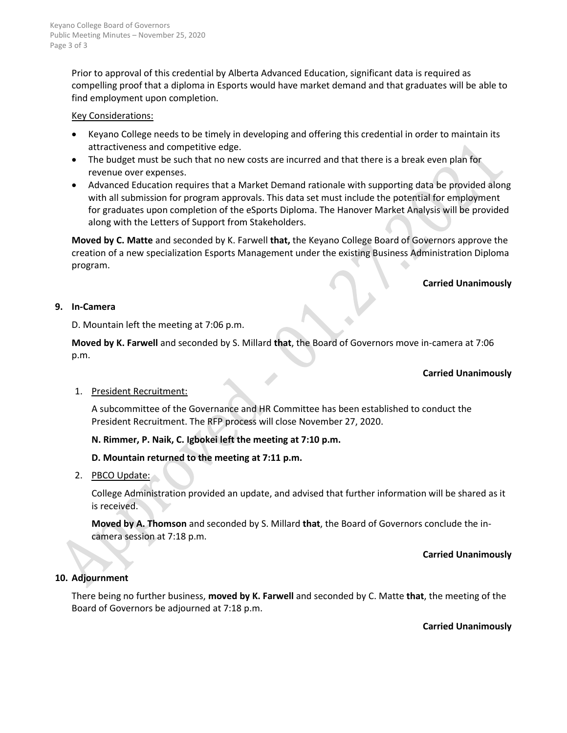Prior to approval of this credential by Alberta Advanced Education, significant data is required as compelling proof that a diploma in Esports would have market demand and that graduates will be able to find employment upon completion.

Key Considerations:

- Keyano College needs to be timely in developing and offering this credential in order to maintain its attractiveness and competitive edge.
- The budget must be such that no new costs are incurred and that there is a break even plan for revenue over expenses.
- Advanced Education requires that a Market Demand rationale with supporting data be provided along with all submission for program approvals. This data set must include the potential for employment for graduates upon completion of the eSports Diploma. The Hanover Market Analysis will be provided along with the Letters of Support from Stakeholders.

**Moved by C. Matte** and seconded by K. Farwell **that,** the Keyano College Board of Governors approve the creation of a new specialization Esports Management under the existing Business Administration Diploma program.

**Carried Unanimously**

## 9. In-Camera

D. Mountain left the meeting at 7:06 p.m.

**Moved by K. Farwell** and seconded by S. Millard **that**, the Board of Governors move in-camera at 7:06 p.m.

**Carried Unanimously**

1. President Recruitment:

   A subcommittee of the Governance and HR Committee has been established to conduct the President Recruitment. The RFP process will close November 27, 2020.

   **N. Rimmer, P. Naik, C. Igbokei left the meeting at 7:10 p.m.**

   **D. Mountain returned to the meeting at 7:11 p.m.**

2. PBCO Update:

   College Administration provided an update, and advised that further information will be shared as it is received.

   **Moved by A. Thomson** and seconded by S. Millard **that**, the Board of Governors conclude the in-camera session at 7:18 p.m.

**Carried Unanimously**

## 10. Adjournment

There being no further business, **moved by K. Farwell** and seconded by C. Matte **that**, the meeting of the Board of Governors be adjourned at 7:18 p.m.

**Carried Unanimously**